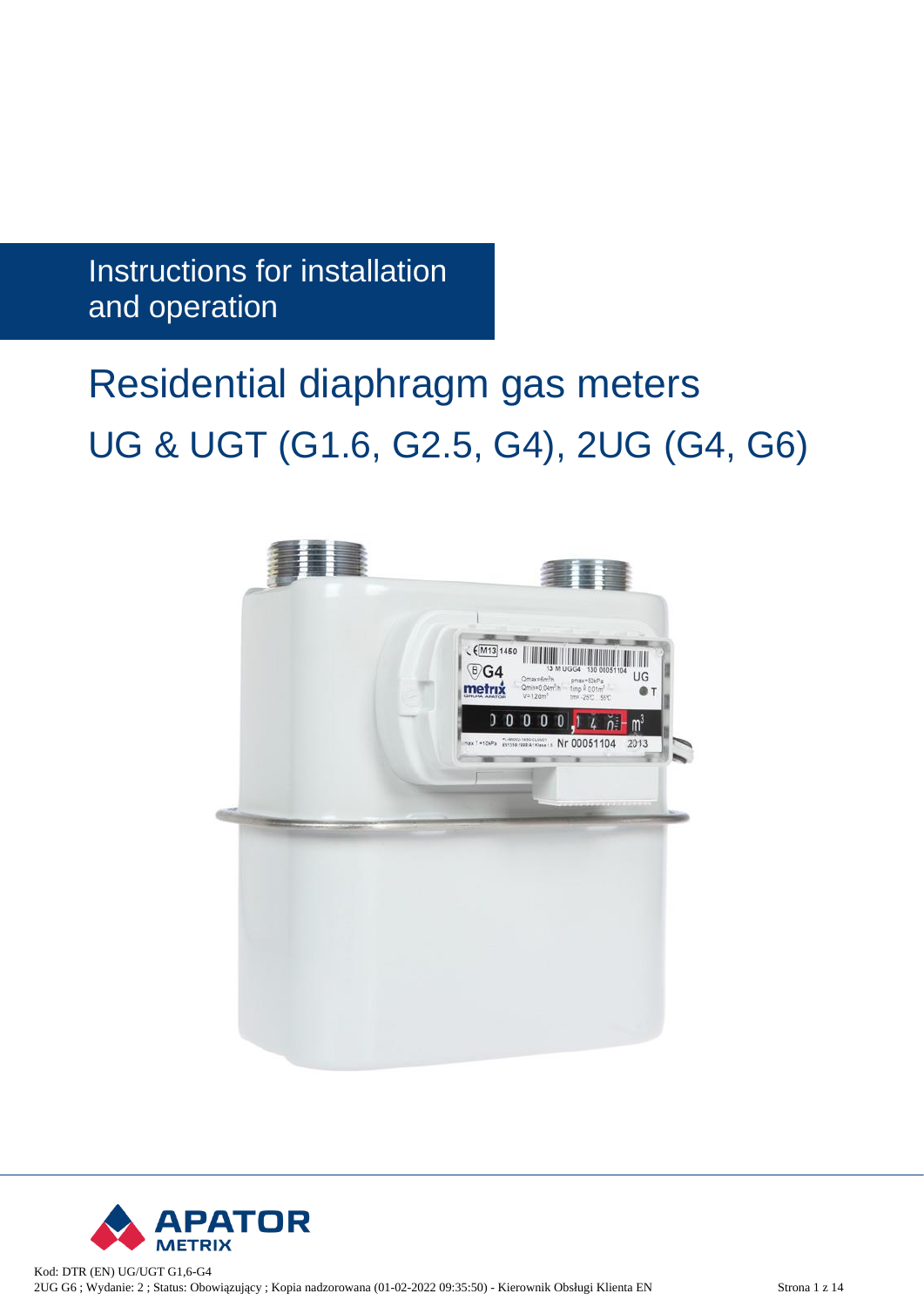Instructions for installation and operation

# Residential diaphragm gas meters

## UG & UGT (G1.6, G2.5, G4), 2UG (G4, G6)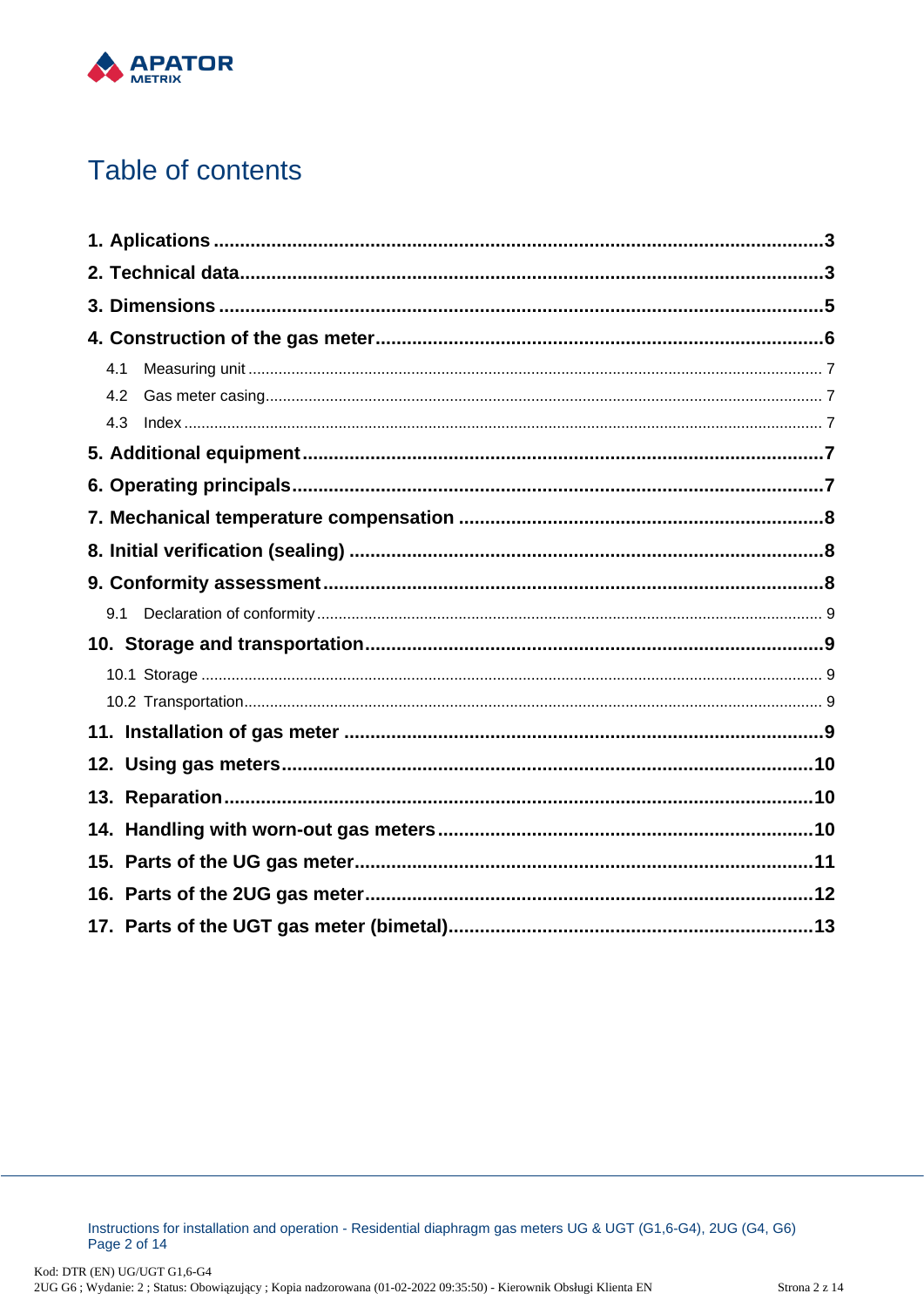# Table of contents

**1. Aplications** .................................................. **3**
**2. Technical data** .................................................. **3**
**3. Dimensions** .................................................. **5**
**4. Construction of the gas meter** .................................................. **6**
  4.1 Measuring unit .................................................. 7
  4.2 Gas meter casing .................................................. 7
  4.3 Index .................................................. 7
**5. Additional equipment** .................................................. **7**
**6. Operating principals** .................................................. **7**
**7. Mechanical temperature compensation** .................................................. **8**
**8. Initial verification (sealing)** .................................................. **8**
**9. Conformity assessment** .................................................. **8**
  9.1 Declaration of conformity .................................................. 9
**10. Storage and transportation** .................................................. **9**
  10.1 Storage .................................................. 9
  10.2 Transportation .................................................. 9
**11. Installation of gas meter** .................................................. **9**
**12. Using gas meters** .................................................. **10**
**13. Reparation** .................................................. **10**
**14. Handling with worn-out gas meters** .................................................. **10**
**15. Parts of the UG gas meter** .................................................. **11**
**16. Parts of the 2UG gas meter** .................................................. **12**
**17. Parts of the UGT gas meter (bimetal)** .................................................. **13**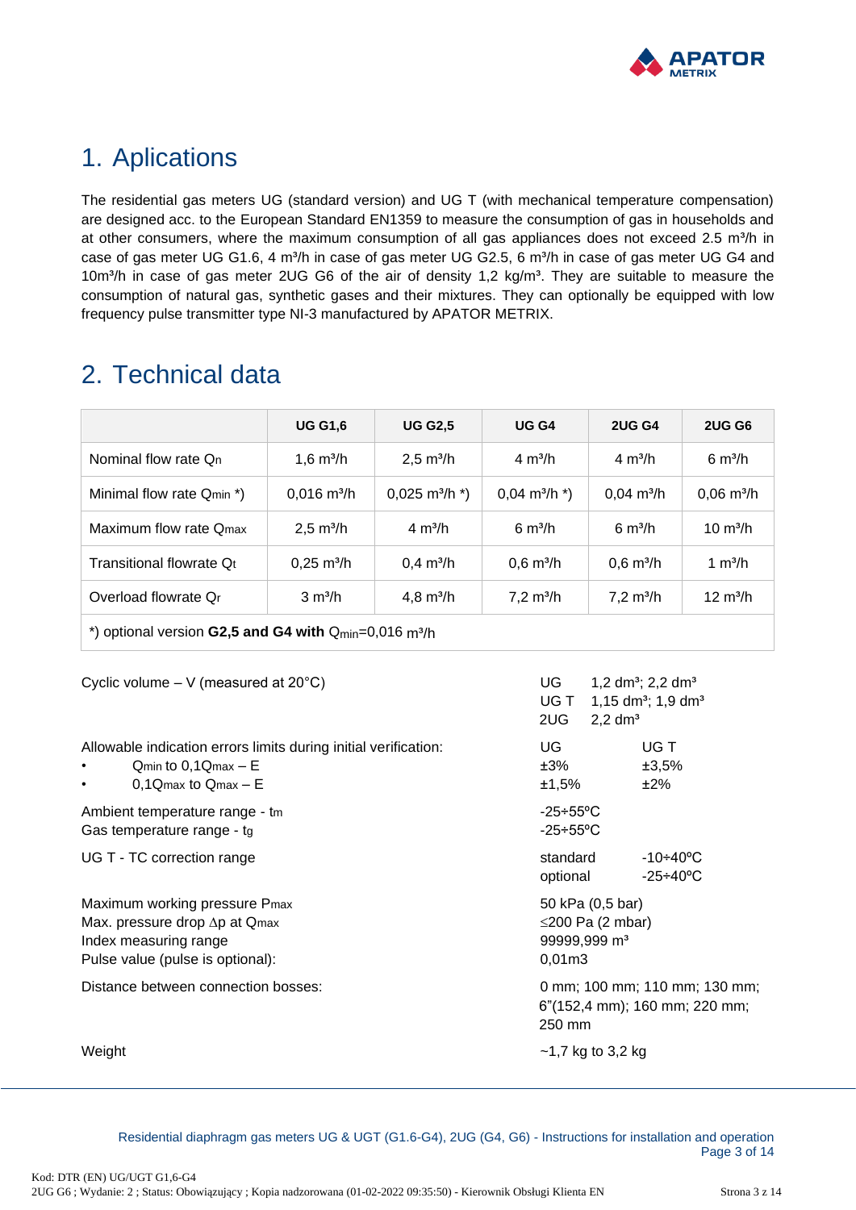# 1. Aplications

The residential gas meters UG (standard version) and UG T (with mechanical temperature compensation) are designed acc. to the European Standard EN1359 to measure the consumption of gas in households and at other consumers, where the maximum consumption of all gas appliances does not exceed 2.5 m³/h in case of gas meter UG G1.6, 4 m³/h in case of gas meter UG G2.5, 6 m³/h in case of gas meter UG G4 and 10m³/h in case of gas meter 2UG G6 of the air of density 1,2 kg/m³. They are suitable to measure the consumption of natural gas, synthetic gases and their mixtures. They can optionally be equipped with low frequency pulse transmitter type NI-3 manufactured by APATOR METRIX.

# 2. Technical data

| | UG G1,6 | UG G2,5 | UG G4 | 2UG G4 | 2UG G6 |
|---|---|---|---|---|---|
| Nominal flow rate $Q_n$ | 1,6 m³/h | 2,5 m³/h | 4 m³/h | 4 m³/h | 6 m³/h |
| Minimal flow rate $Q_{min}$ *) | 0,016 m³/h | 0,025 m³/h *) | 0,04 m³/h *) | 0,04 m³/h | 0,06 m³/h |
| Maximum flow rate $Q_{max}$ | 2,5 m³/h | 4 m³/h | 6 m³/h | 6 m³/h | 10 m³/h |
| Transitional flowrate $Q_t$ | 0,25 m³/h | 0,4 m³/h | 0,6 m³/h | 0,6 m³/h | 1 m³/h |
| Overload flowrate $Q_r$ | 3 m³/h | 4,8 m³/h | 7,2 m³/h | 7,2 m³/h | 12 m³/h |
| *) optional version **G2,5 and G4 with** $Q_{min}$=0,016 m³/h | | | | | |

Cyclic volume – V (measured at 20°C)
- UG 1,2 dm³; 2,2 dm³
- UG T 1,15 dm³; 1,9 dm³
- 2UG 2,2 dm³

Allowable indication errors limits during initial verification:

| | UG | UG T |
|---|---|---|
| • $Q_{min}$ to $0,1Q_{max}$ – E | ±3% | ±3,5% |
| • $0,1Q_{max}$ to $Q_{max}$ – E | ±1,5% | ±2% |

Ambient temperature range - $t_m$: -25÷55ºC
Gas temperature range - $t_g$: -25÷55ºC

UG T - TC correction range: standard -10÷40ºC; optional -25÷40ºC

Maximum working pressure $P_{max}$: 50 kPa (0,5 bar)
Max. pressure drop Δp at $Q_{max}$: ≤200 Pa (2 mbar)
Index measuring range: 99999,999 m³
Pulse value (pulse is optional): 0,01m3

Distance between connection bosses: 0 mm; 100 mm; 110 mm; 130 mm; 6"(152,4 mm); 160 mm; 220 mm; 250 mm

Weight: ~1,7 kg to 3,2 kg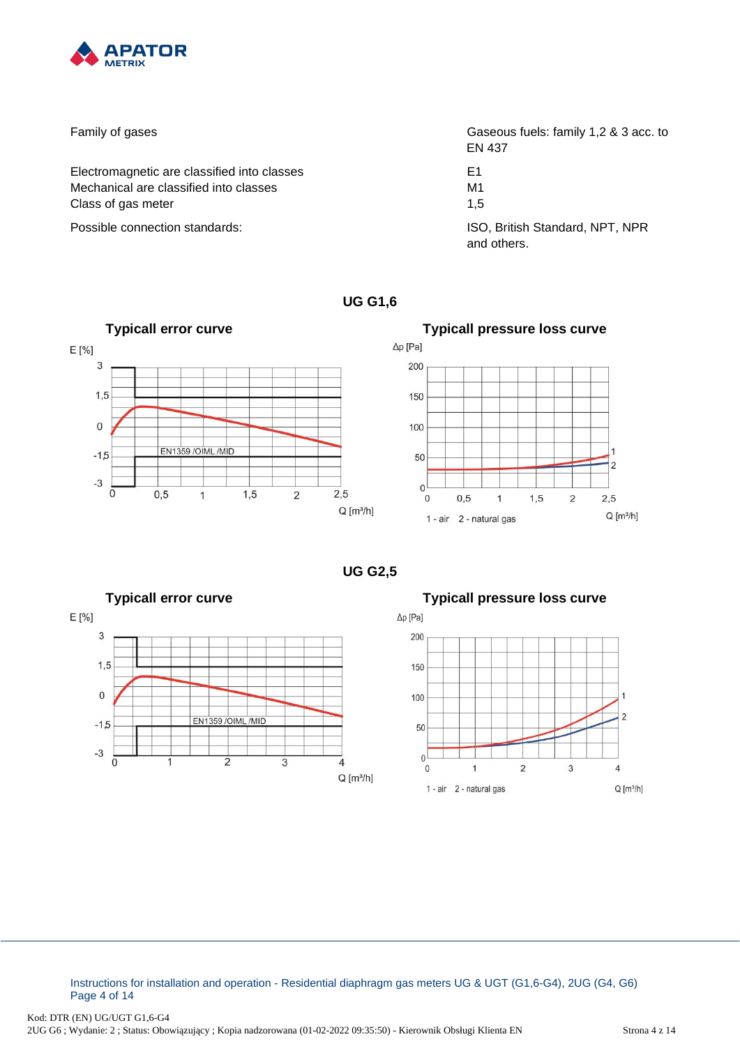| | |
|---|---|
| Family of gases | Gaseous fuels: family 1,2 & 3 acc. to EN 437 |
| Electromagnetic are classified into classes | E1 |
| Mechanical are classified into classes | M1 |
| Class of gas meter | 1,5 |
| Possible connection standards: | ISO, British Standard, NPT, NPR and others. |

## UG G1,6

**Typicall error curve**

E [%]

EN1359 /OIML /MID

Q [m³/h]

**Typicall pressure loss curve**

Δp [Pa]

1 - air 2 - natural gas

Q [m³/h]

## UG G2,5

**Typicall error curve**

E [%]

EN1359 /OIML /MID

Q [m³/h]

**Typicall pressure loss curve**

Δp [Pa]

1 - air 2 - natural gas

Q [m³/h]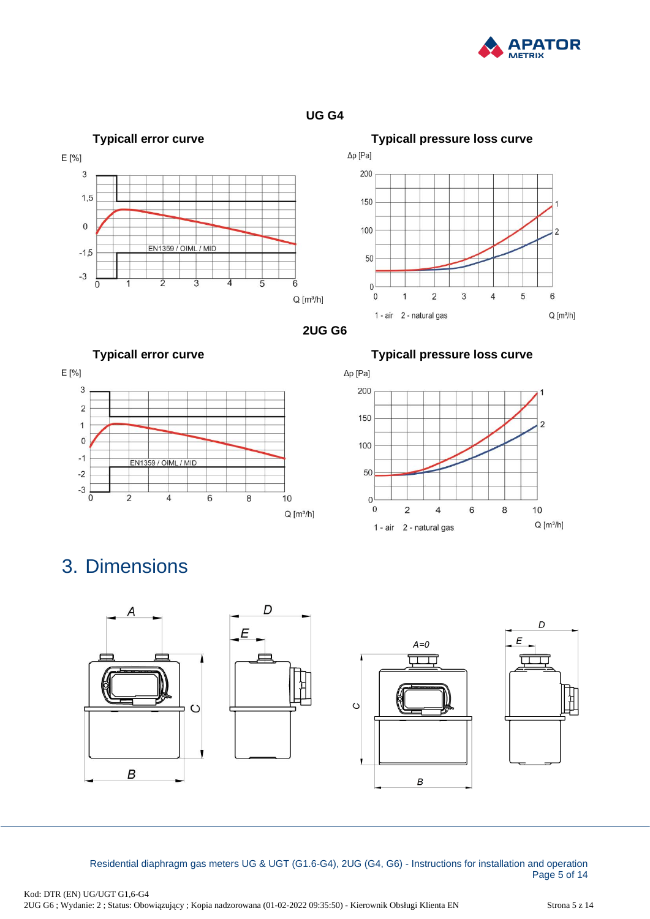## UG G4

**Typicall error curve**

E [%]

Q [m³/h]

EN1359 / OIML / MID

**Typicall pressure loss curve**

Δp [Pa]

1 - air 2 - natural gas

Q [m³/h]

## 2UG G6

**Typicall error curve**

E [%]

Q [m³/h]

EN1359 / OIML / MID

**Typicall pressure loss curve**

Δp [Pa]

1 - air 2 - natural gas

Q [m³/h]

# 3. Dimensions

A, B, C, D, E

A=0, B, C, D, E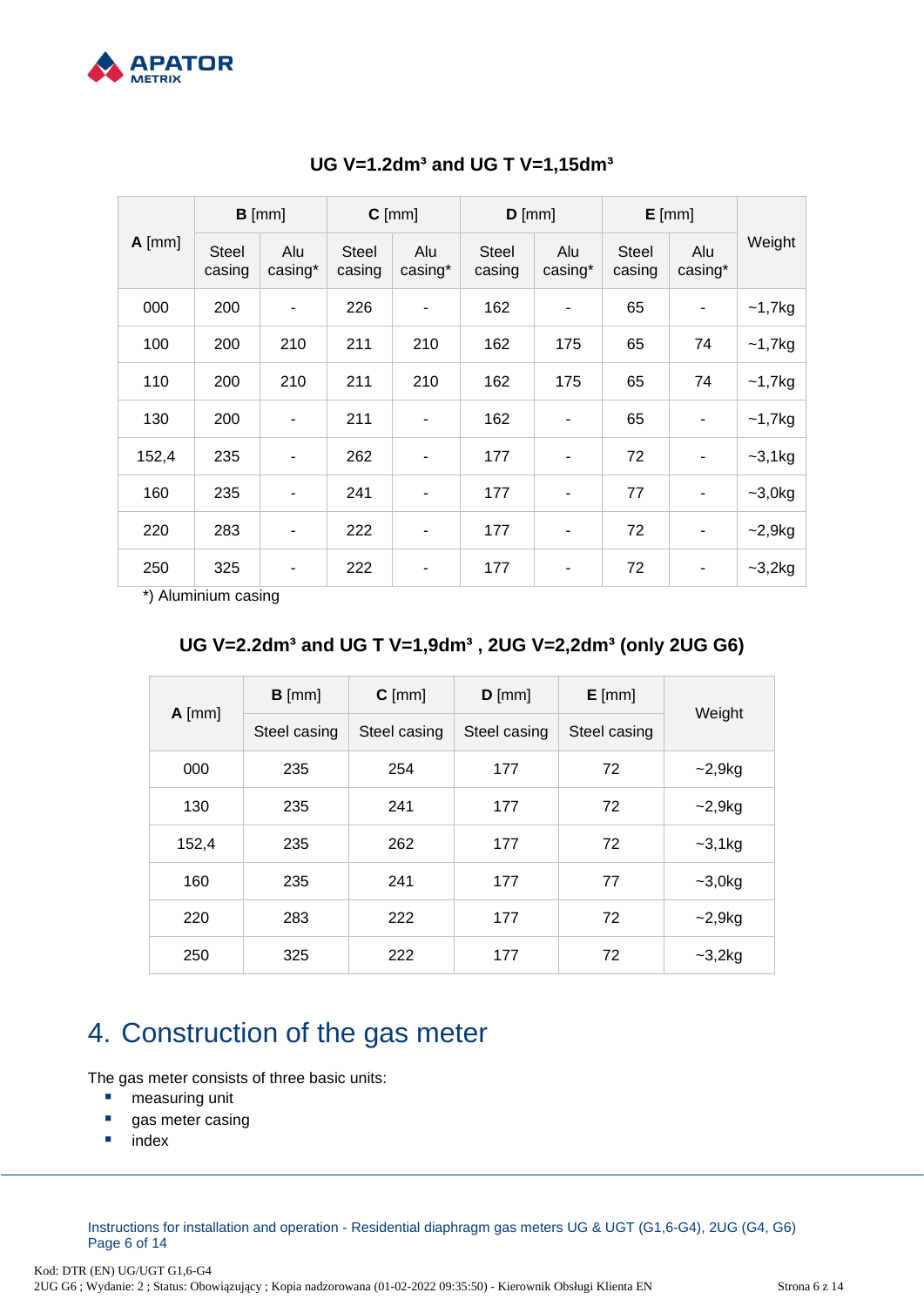### UG V=1.2dm³ and UG T V=1,15dm³

| **A** [mm] | **B** [mm] | | **C** [mm] | | **D** [mm] | | **E** [mm] | | Weight |
|---|---|---|---|---|---|---|---|---|---|
| | Steel casing | Alu casing* | Steel casing | Alu casing* | Steel casing | Alu casing* | Steel casing | Alu casing* | |
| 000 | 200 | - | 226 | - | 162 | - | 65 | - | ~1,7kg |
| 100 | 200 | 210 | 211 | 210 | 162 | 175 | 65 | 74 | ~1,7kg |
| 110 | 200 | 210 | 211 | 210 | 162 | 175 | 65 | 74 | ~1,7kg |
| 130 | 200 | - | 211 | - | 162 | - | 65 | - | ~1,7kg |
| 152,4 | 235 | - | 262 | - | 177 | - | 72 | - | ~3,1kg |
| 160 | 235 | - | 241 | - | 177 | - | 77 | - | ~3,0kg |
| 220 | 283 | - | 222 | - | 177 | - | 72 | - | ~2,9kg |
| 250 | 325 | - | 222 | - | 177 | - | 72 | - | ~3,2kg |

*) Aluminium casing

### UG V=2.2dm³ and UG T V=1,9dm³ , 2UG V=2,2dm³ (only 2UG G6)

| **A** [mm] | **B** [mm] | **C** [mm] | **D** [mm] | **E** [mm] | Weight |
|---|---|---|---|---|---|
| | Steel casing | Steel casing | Steel casing | Steel casing | |
| 000 | 235 | 254 | 177 | 72 | ~2,9kg |
| 130 | 235 | 241 | 177 | 72 | ~2,9kg |
| 152,4 | 235 | 262 | 177 | 72 | ~3,1kg |
| 160 | 235 | 241 | 177 | 77 | ~3,0kg |
| 220 | 283 | 222 | 177 | 72 | ~2,9kg |
| 250 | 325 | 222 | 177 | 72 | ~3,2kg |

# 4. Construction of the gas meter

The gas meter consists of three basic units:

- measuring unit
- gas meter casing
- index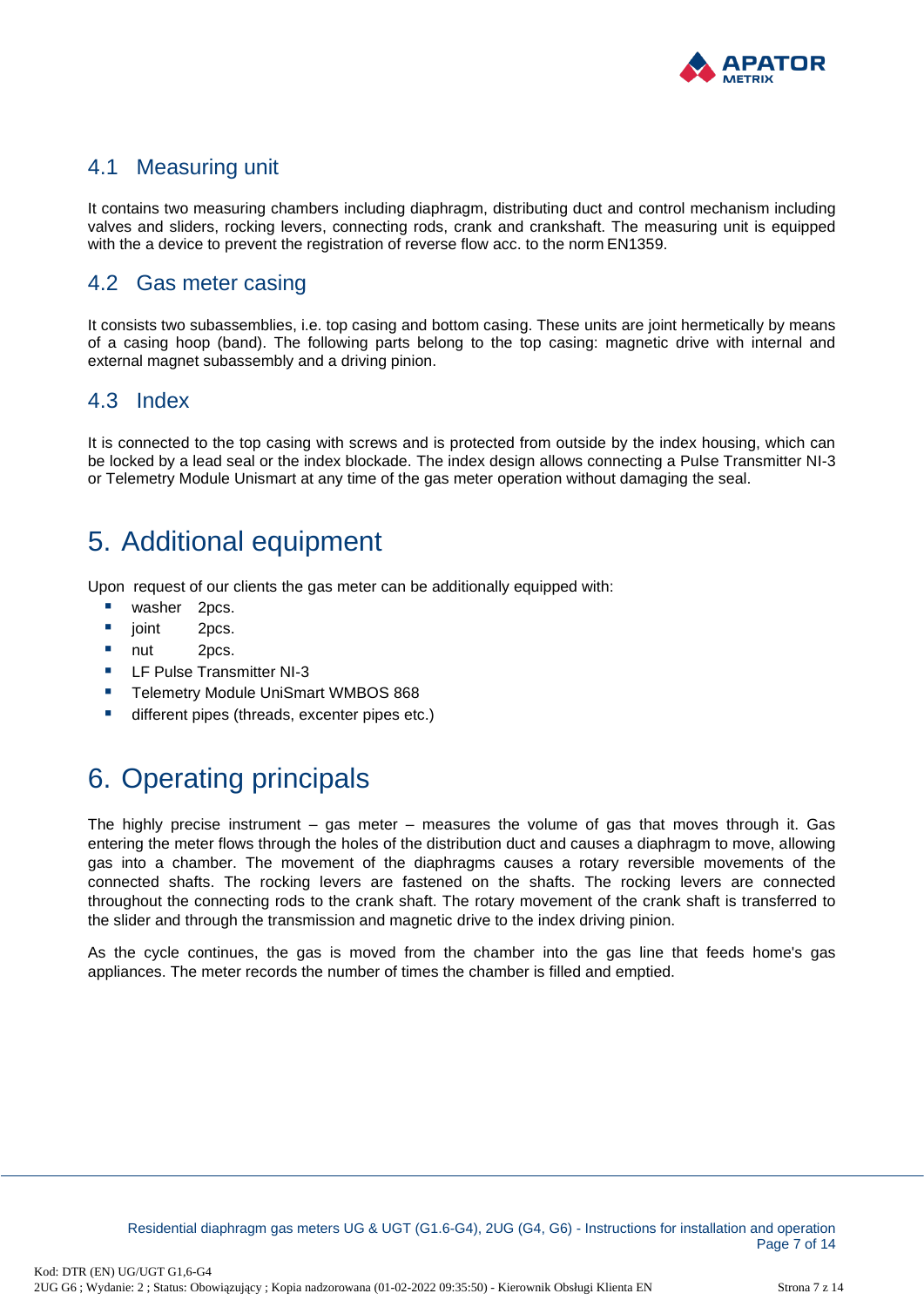## 4.1 Measuring unit

It contains two measuring chambers including diaphragm, distributing duct and control mechanism including valves and sliders, rocking levers, connecting rods, crank and crankshaft. The measuring unit is equipped with the a device to prevent the registration of reverse flow acc. to the norm EN1359.

## 4.2 Gas meter casing

It consists two subassemblies, i.e. top casing and bottom casing. These units are joint hermetically by means of a casing hoop (band). The following parts belong to the top casing: magnetic drive with internal and external magnet subassembly and a driving pinion.

## 4.3 Index

It is connected to the top casing with screws and is protected from outside by the index housing, which can be locked by a lead seal or the index blockade. The index design allows connecting a Pulse Transmitter NI-3 or Telemetry Module Unismart at any time of the gas meter operation without damaging the seal.

# 5. Additional equipment

Upon request of our clients the gas meter can be additionally equipped with:

- washer 2pcs.
- joint 2pcs.
- nut 2pcs.
- LF Pulse Transmitter NI-3
- Telemetry Module UniSmart WMBOS 868
- different pipes (threads, excenter pipes etc.)

# 6. Operating principals

The highly precise instrument – gas meter – measures the volume of gas that moves through it. Gas entering the meter flows through the holes of the distribution duct and causes a diaphragm to move, allowing gas into a chamber. The movement of the diaphragms causes a rotary reversible movements of the connected shafts. The rocking levers are fastened on the shafts. The rocking levers are connected throughout the connecting rods to the crank shaft. The rotary movement of the crank shaft is transferred to the slider and through the transmission and magnetic drive to the index driving pinion.

As the cycle continues, the gas is moved from the chamber into the gas line that feeds home's gas appliances. The meter records the number of times the chamber is filled and emptied.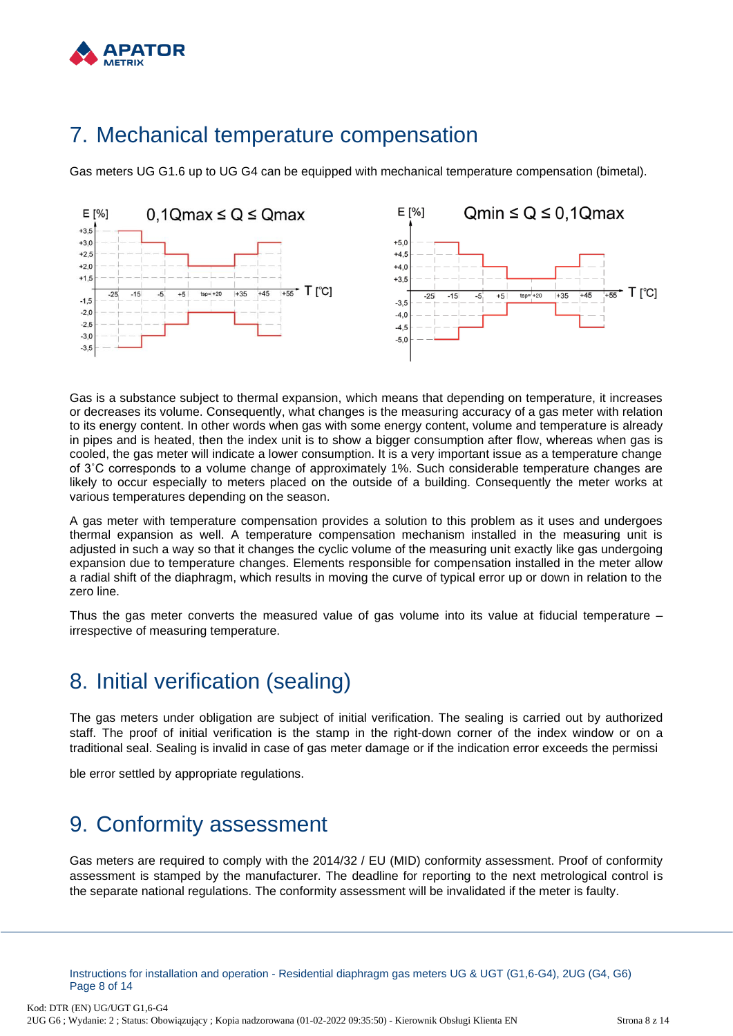# 7. Mechanical temperature compensation

Gas meters UG G1.6 up to UG G4 can be equipped with mechanical temperature compensation (bimetal).

Gas is a substance subject to thermal expansion, which means that depending on temperature, it increases or decreases its volume. Consequently, what changes is the measuring accuracy of a gas meter with relation to its energy content. In other words when gas with some energy content, volume and temperature is already in pipes and is heated, then the index unit is to show a bigger consumption after flow, whereas when gas is cooled, the gas meter will indicate a lower consumption. It is a very important issue as a temperature change of 3˚C corresponds to a volume change of approximately 1%. Such considerable temperature changes are likely to occur especially to meters placed on the outside of a building. Consequently the meter works at various temperatures depending on the season.

A gas meter with temperature compensation provides a solution to this problem as it uses and undergoes thermal expansion as well. A temperature compensation mechanism installed in the measuring unit is adjusted in such a way so that it changes the cyclic volume of the measuring unit exactly like gas undergoing expansion due to temperature changes. Elements responsible for compensation installed in the meter allow a radial shift of the diaphragm, which results in moving the curve of typical error up or down in relation to the zero line.

Thus the gas meter converts the measured value of gas volume into its value at fiducial temperature – irrespective of measuring temperature.

# 8. Initial verification (sealing)

The gas meters under obligation are subject of initial verification. The sealing is carried out by authorized staff. The proof of initial verification is the stamp in the right-down corner of the index window or on a traditional seal. Sealing is invalid in case of gas meter damage or if the indication error exceeds the permissi

ble error settled by appropriate regulations.

# 9. Conformity assessment

Gas meters are required to comply with the 2014/32 / EU (MID) conformity assessment. Proof of conformity assessment is stamped by the manufacturer. The deadline for reporting to the next metrological control is the separate national regulations. The conformity assessment will be invalidated if the meter is faulty.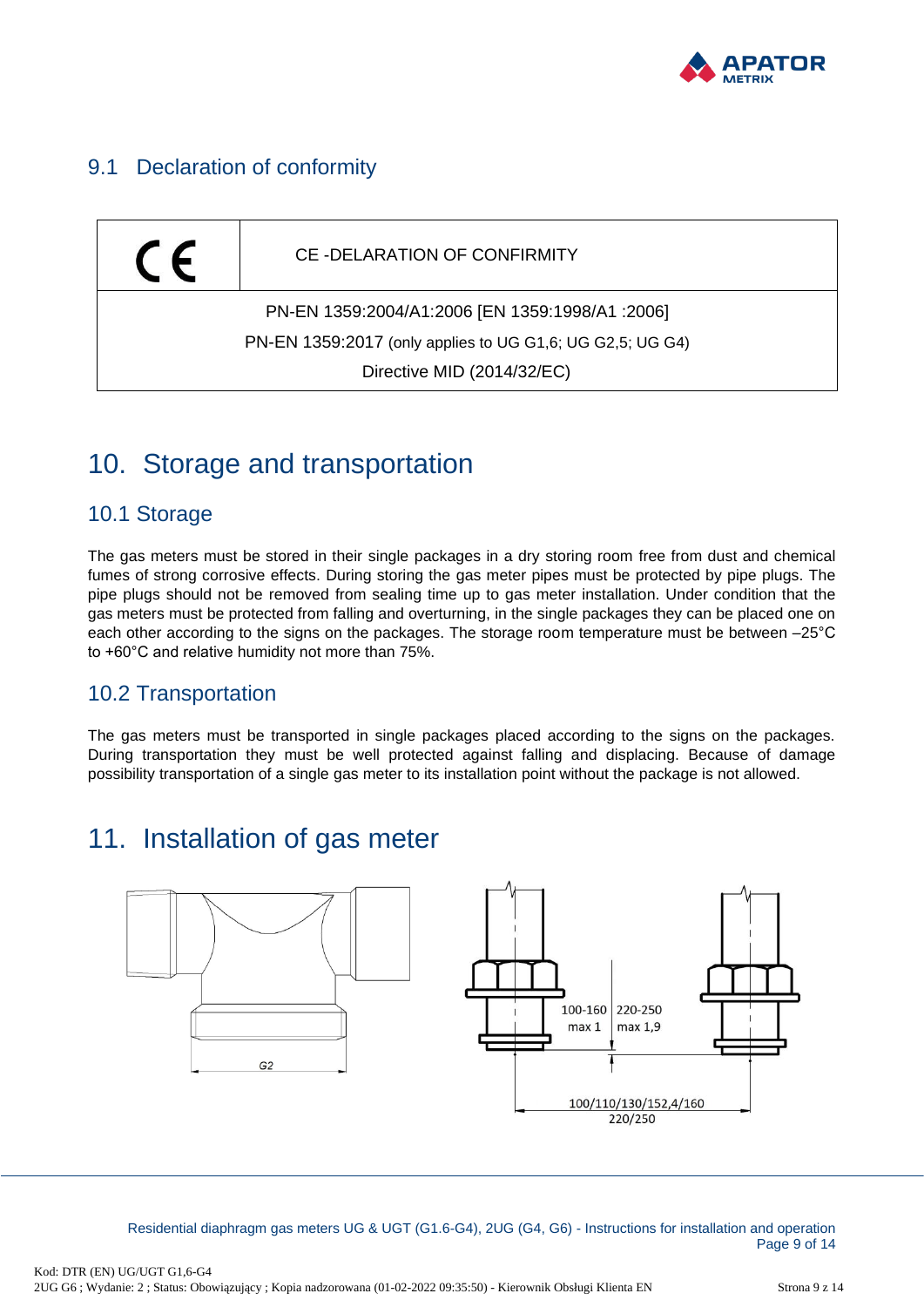## 9.1 Declaration of conformity

| CE | CE -DELARATION OF CONFIRMITY |
|---|---|
| PN-EN 1359:2004/A1:2006 [EN 1359:1998/A1 :2006]<br>PN-EN 1359:2017 (only applies to UG G1,6; UG G2,5; UG G4)<br>Directive MID (2014/32/EC) | |

# 10. Storage and transportation

## 10.1 Storage

The gas meters must be stored in their single packages in a dry storing room free from dust and chemical fumes of strong corrosive effects. During storing the gas meter pipes must be protected by pipe plugs. The pipe plugs should not be removed from sealing time up to gas meter installation. Under condition that the gas meters must be protected from falling and overturning, in the single packages they can be placed one on each other according to the signs on the packages. The storage room temperature must be between –25°C to +60°C and relative humidity not more than 75%.

## 10.2 Transportation

The gas meters must be transported in single packages placed according to the signs on the packages. During transportation they must be well protected against falling and displacing. Because of damage possibility transportation of a single gas meter to its installation point without the package is not allowed.

# 11. Installation of gas meter

G2

100-160 max 1 | 220-250 max 1,9

100/110/130/152,4/160
220/250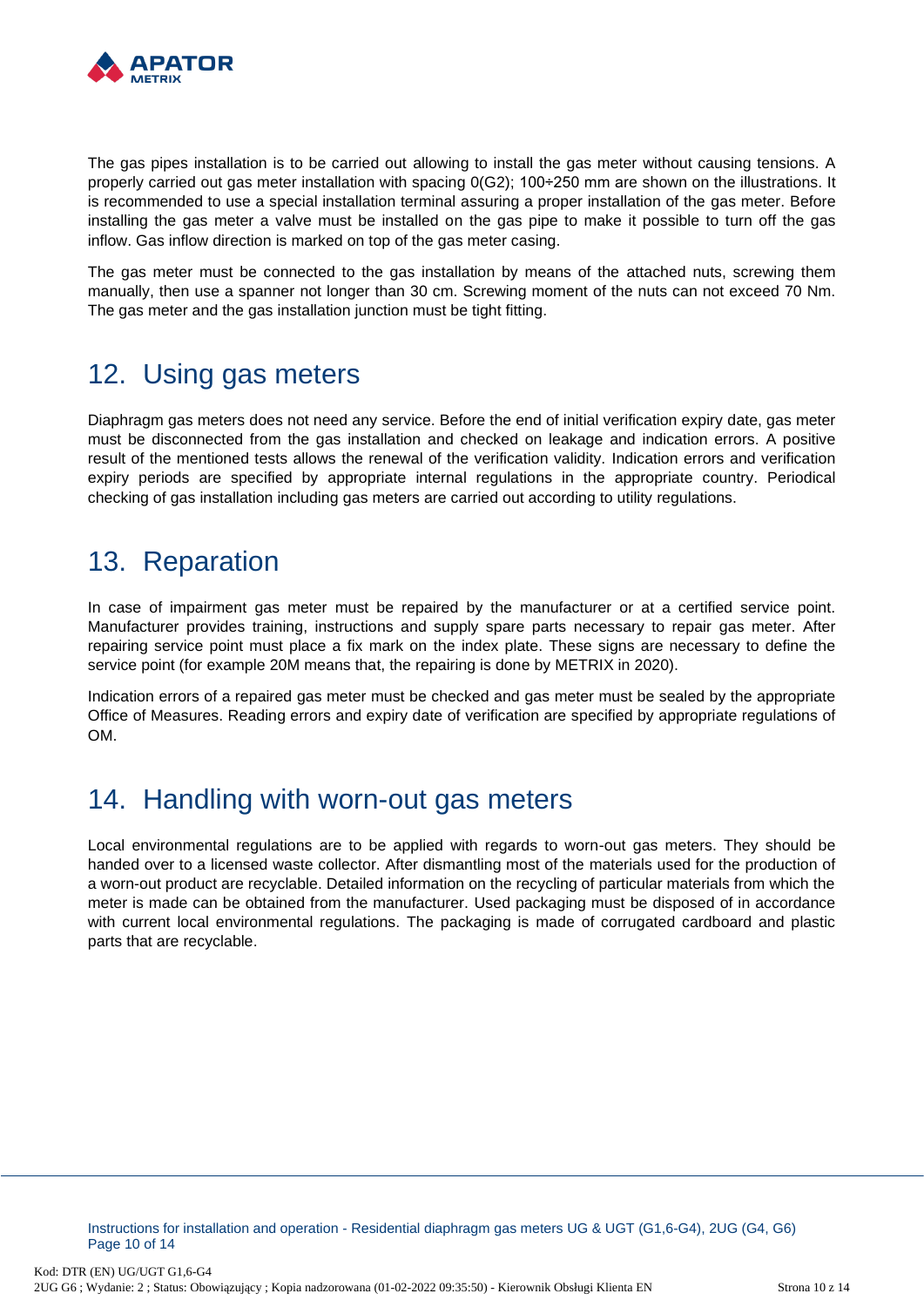The gas pipes installation is to be carried out allowing to install the gas meter without causing tensions. A properly carried out gas meter installation with spacing 0(G2); 100÷250 mm are shown on the illustrations. It is recommended to use a special installation terminal assuring a proper installation of the gas meter. Before installing the gas meter a valve must be installed on the gas pipe to make it possible to turn off the gas inflow. Gas inflow direction is marked on top of the gas meter casing.

The gas meter must be connected to the gas installation by means of the attached nuts, screwing them manually, then use a spanner not longer than 30 cm. Screwing moment of the nuts can not exceed 70 Nm. The gas meter and the gas installation junction must be tight fitting.

## 12. Using gas meters

Diaphragm gas meters does not need any service. Before the end of initial verification expiry date, gas meter must be disconnected from the gas installation and checked on leakage and indication errors. A positive result of the mentioned tests allows the renewal of the verification validity. Indication errors and verification expiry periods are specified by appropriate internal regulations in the appropriate country. Periodical checking of gas installation including gas meters are carried out according to utility regulations.

## 13. Reparation

In case of impairment gas meter must be repaired by the manufacturer or at a certified service point. Manufacturer provides training, instructions and supply spare parts necessary to repair gas meter. After repairing service point must place a fix mark on the index plate. These signs are necessary to define the service point (for example 20M means that, the repairing is done by METRIX in 2020).

Indication errors of a repaired gas meter must be checked and gas meter must be sealed by the appropriate Office of Measures. Reading errors and expiry date of verification are specified by appropriate regulations of OM.

## 14. Handling with worn-out gas meters

Local environmental regulations are to be applied with regards to worn-out gas meters. They should be handed over to a licensed waste collector. After dismantling most of the materials used for the production of a worn-out product are recyclable. Detailed information on the recycling of particular materials from which the meter is made can be obtained from the manufacturer. Used packaging must be disposed of in accordance with current local environmental regulations. The packaging is made of corrugated cardboard and plastic parts that are recyclable.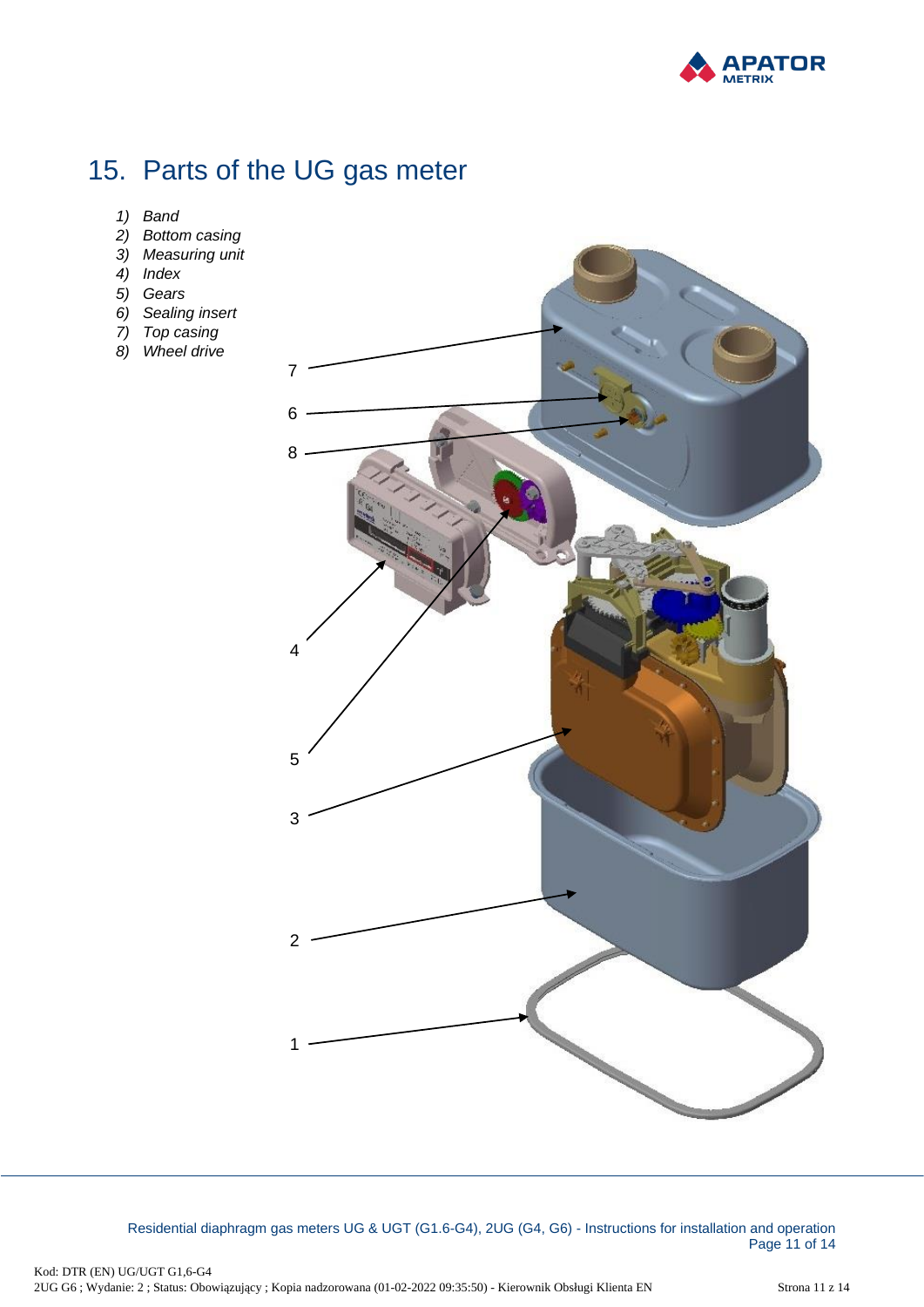# 15. Parts of the UG gas meter

1) *Band*
2) *Bottom casing*
3) *Measuring unit*
4) *Index*
5) *Gears*
6) *Sealing insert*
7) *Top casing*
8) *Wheel drive*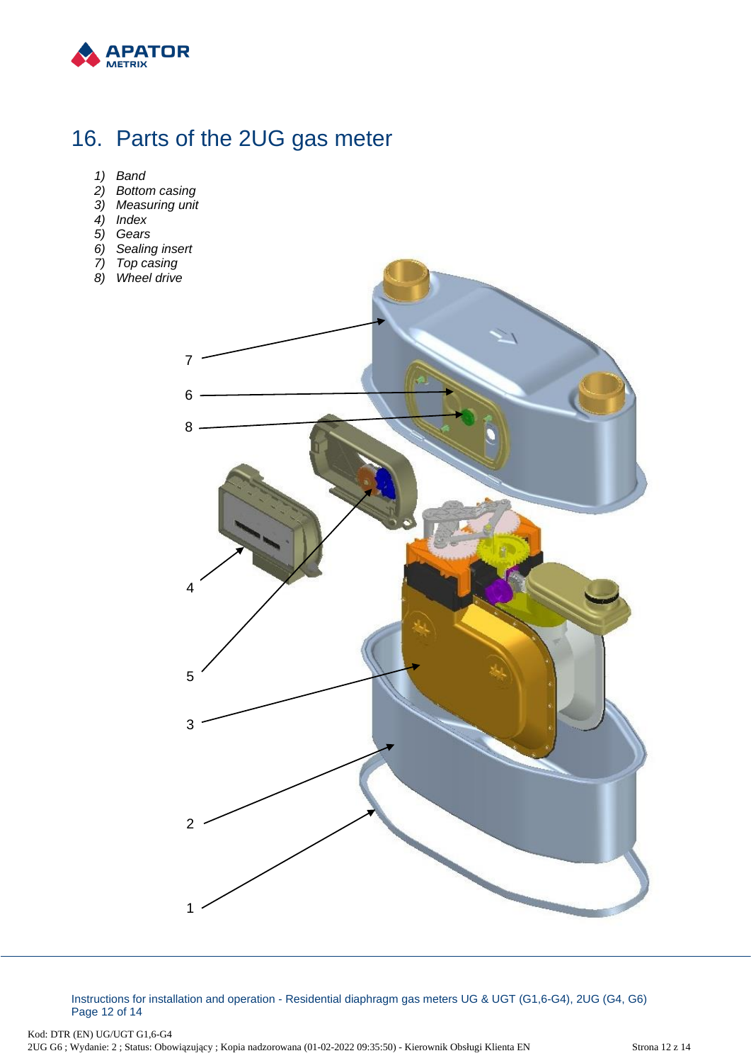# 16. Parts of the 2UG gas meter

1) *Band*
2) *Bottom casing*
3) *Measuring unit*
4) *Index*
5) *Gears*
6) *Sealing insert*
7) *Top casing*
8) *Wheel drive*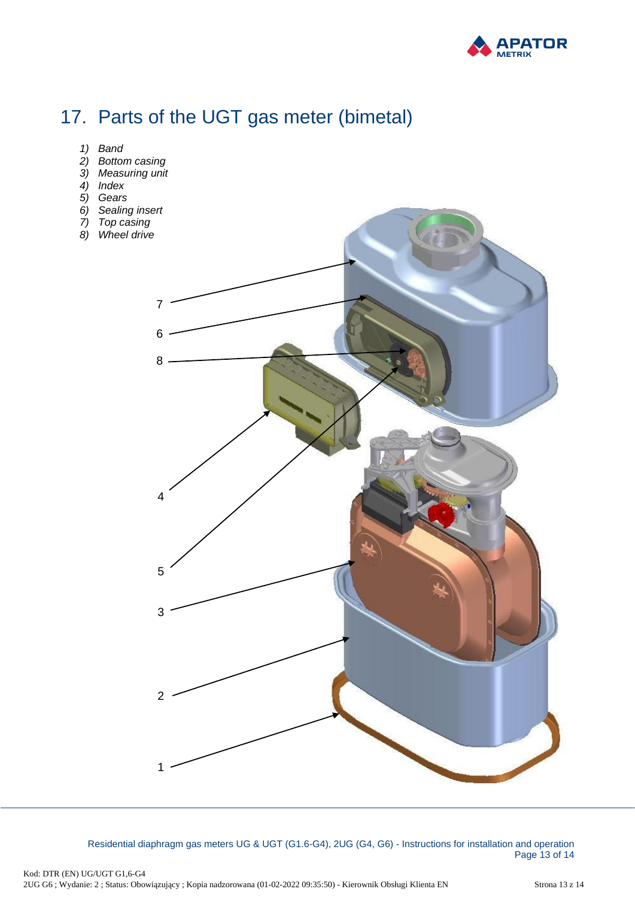# 17. Parts of the UGT gas meter (bimetal)

1) *Band*
2) *Bottom casing*
3) *Measuring unit*
4) *Index*
5) *Gears*
6) *Sealing insert*
7) *Top casing*
8) *Wheel drive*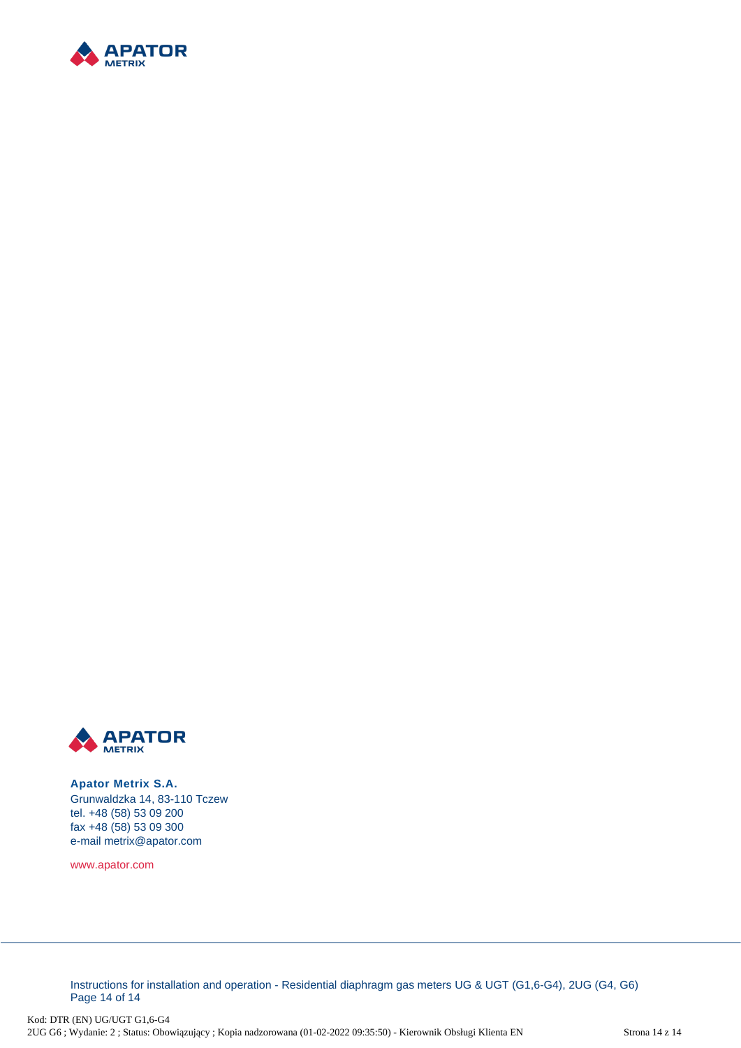**Apator Metrix S.A.**
Grunwaldzka 14, 83-110 Tczew
tel. +48 (58) 53 09 200
fax +48 (58) 53 09 300
e-mail metrix@apator.com

www.apator.com